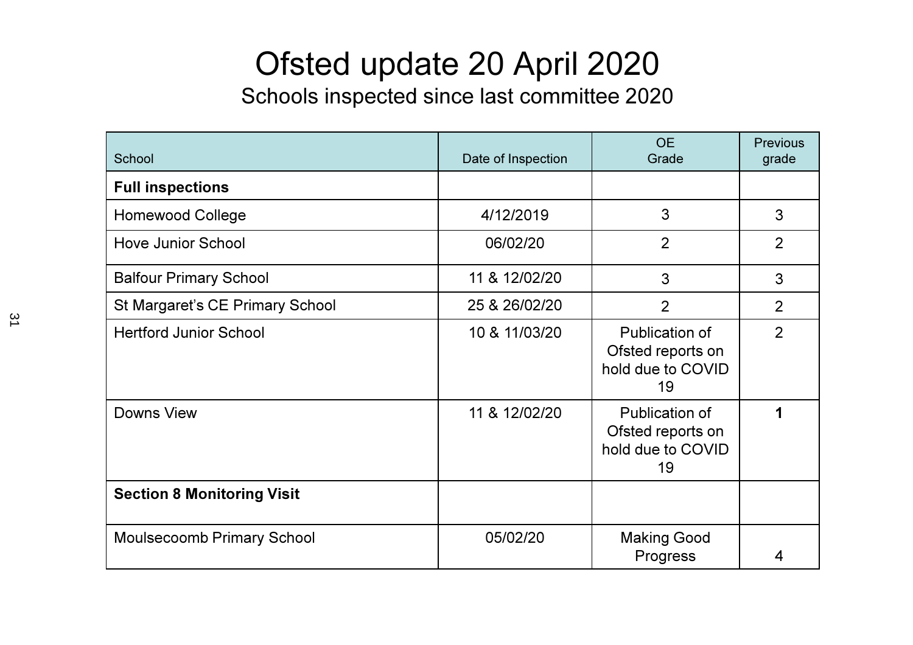# Ofsted update 20 April 2020

## Schools inspected since last committee 2020

| School | Date of Inspection | OE Grade | Previous grade |
|---|---|---|---|
| **Full inspections** | | | |
| Homewood College | 4/12/2019 | 3 | 3 |
| Hove Junior School | 06/02/20 | 2 | 2 |
| Balfour Primary School | 11 & 12/02/20 | 3 | 3 |
| St Margaret's CE Primary School | 25 & 26/02/20 | 2 | 2 |
| Hertford Junior School | 10 & 11/03/20 | Publication of Ofsted reports on hold due to COVID 19 | 2 |
| Downs View | 11 & 12/02/20 | Publication of Ofsted reports on hold due to COVID 19 | **1** |
| **Section 8 Monitoring Visit** | | | |
| Moulsecoomb Primary School | 05/02/20 | Making Good Progress | 4 |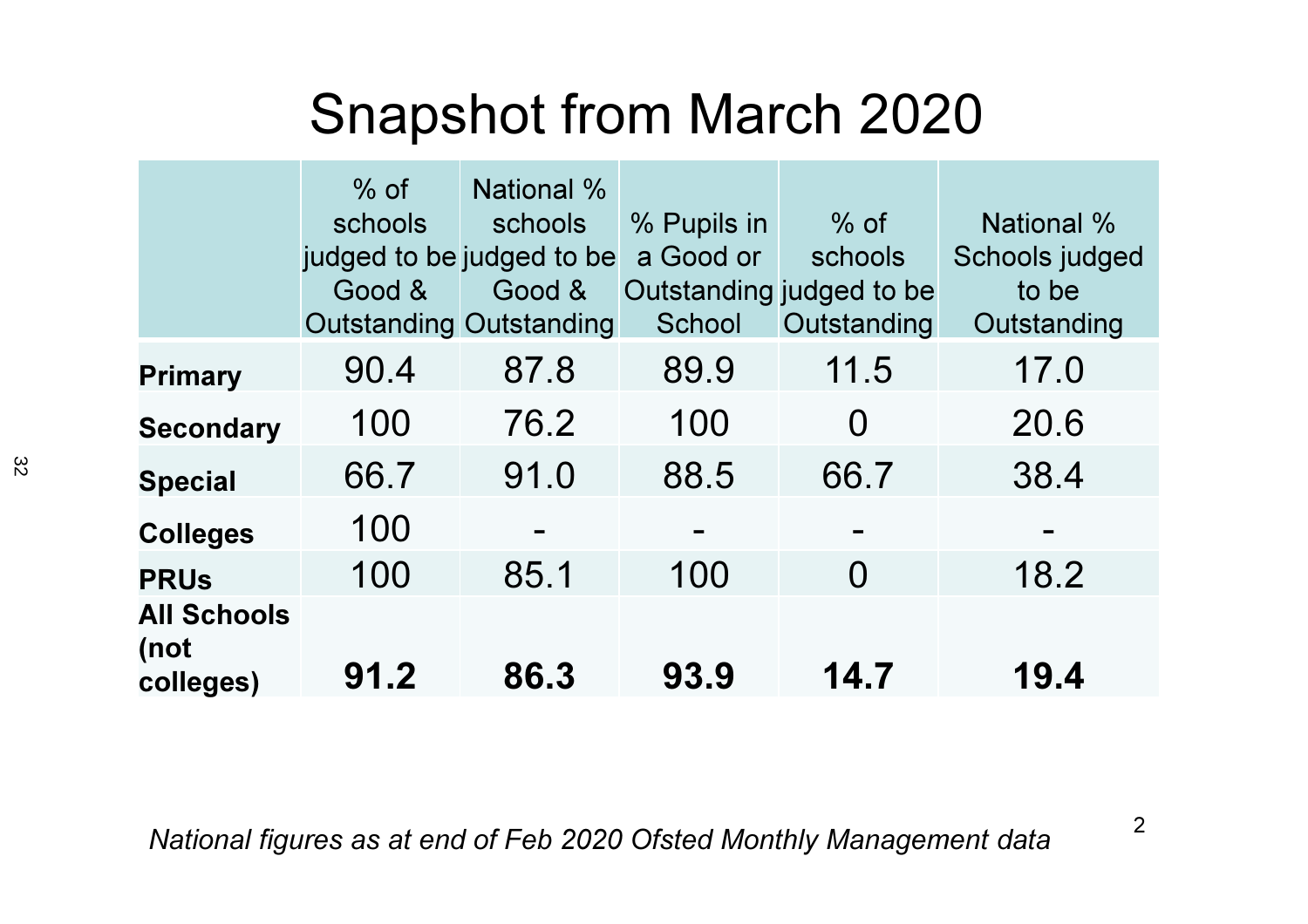# Snapshot from March 2020

| | % of schools judged to be Good & Outstanding | National % schools judged to be Good & Outstanding | % Pupils in a Good or Outstanding School | % of schools judged to be Outstanding | National % Schools judged to be Outstanding |
|---|---|---|---|---|---|
| **Primary** | 90.4 | 87.8 | 89.9 | 11.5 | 17.0 |
| **Secondary** | 100 | 76.2 | 100 | 0 | 20.6 |
| **Special** | 66.7 | 91.0 | 88.5 | 66.7 | 38.4 |
| **Colleges** | 100 | - | - | - | - |
| **PRUs** | 100 | 85.1 | 100 | 0 | 18.2 |
| **All Schools (not colleges)** | **91.2** | **86.3** | **93.9** | **14.7** | **19.4** |

*National figures as at end of Feb 2020 Ofsted Monthly Management data*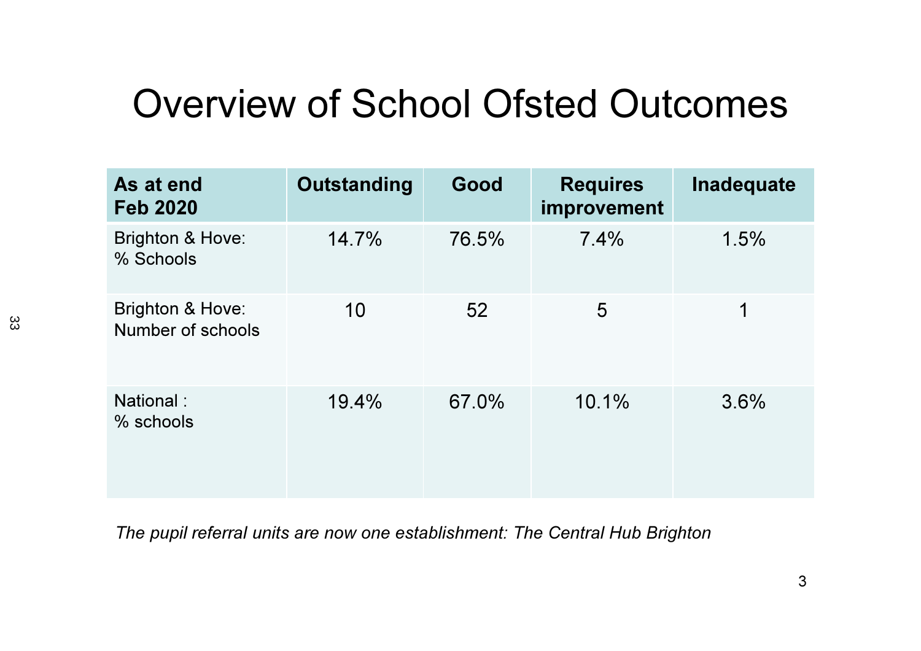# Overview of School Ofsted Outcomes

| As at end Feb 2020 | Outstanding | Good | Requires improvement | Inadequate |
|---|---|---|---|---|
| Brighton & Hove: % Schools | 14.7% | 76.5% | 7.4% | 1.5% |
| Brighton & Hove: Number of schools | 10 | 52 | 5 | 1 |
| National : % schools | 19.4% | 67.0% | 10.1% | 3.6% |

*The pupil referral units are now one establishment: The Central Hub Brighton*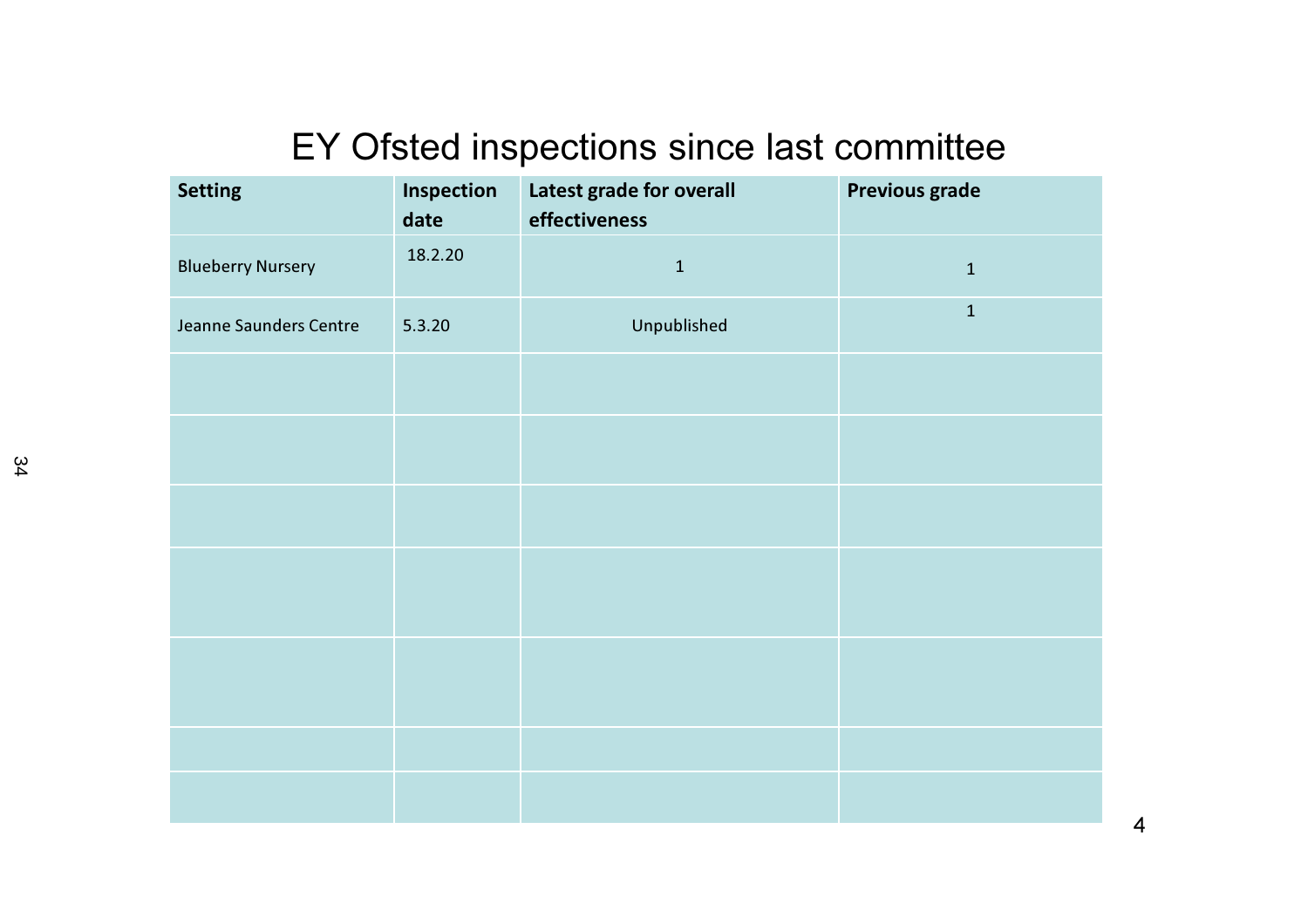# EY Ofsted inspections since last committee

| Setting | Inspection date | Latest grade for overall effectiveness | Previous grade |
|---|---|---|---|
| Blueberry Nursery | 18.2.20 | 1 | 1 |
| Jeanne Saunders Centre | 5.3.20 | Unpublished | 1 |
| | | | |
| | | | |
| | | | |
| | | | |
| | | | |
| | | | |
| | | | |